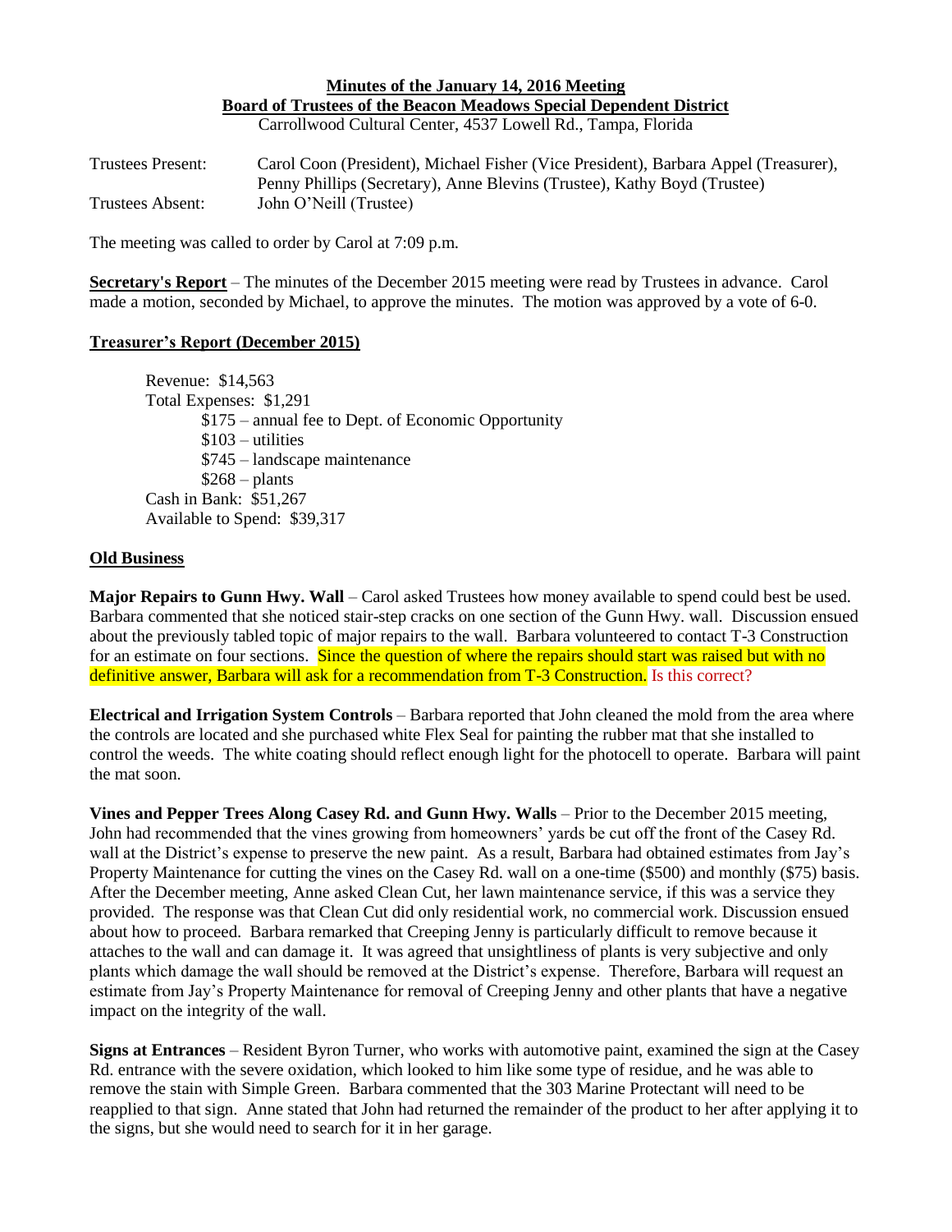# Minutes of the January 14, 2016 Meeting

## Board of Trustees of the Beacon Meadows Special Dependent District

Carrollwood Cultural Center, 4537 Lowell Rd., Tampa, Florida

Trustees Present: Carol Coon (President), Michael Fisher (Vice President), Barbara Appel (Treasurer), Penny Phillips (Secretary), Anne Blevins (Trustee), Kathy Boyd (Trustee)

Trustees Absent: John O'Neill (Trustee)

The meeting was called to order by Carol at 7:09 p.m.

**Secretary's Report** – The minutes of the December 2015 meeting were read by Trustees in advance. Carol made a motion, seconded by Michael, to approve the minutes. The motion was approved by a vote of 6-0.

**Treasurer's Report (December 2015)**

Revenue: $14,563
Total Expenses: $1,291
- $175 – annual fee to Dept. of Economic Opportunity
- $103 – utilities
- $745 – landscape maintenance
- $268 – plants

Cash in Bank: $51,267
Available to Spend: $39,317

**Old Business**

**Major Repairs to Gunn Hwy. Wall** – Carol asked Trustees how money available to spend could best be used. Barbara commented that she noticed stair-step cracks on one section of the Gunn Hwy. wall. Discussion ensued about the previously tabled topic of major repairs to the wall. Barbara volunteered to contact T-3 Construction for an estimate on four sections. Since the question of where the repairs should start was raised but with no definitive answer, Barbara will ask for a recommendation from T-3 Construction. Is this correct?

**Electrical and Irrigation System Controls** – Barbara reported that John cleaned the mold from the area where the controls are located and she purchased white Flex Seal for painting the rubber mat that she installed to control the weeds. The white coating should reflect enough light for the photocell to operate. Barbara will paint the mat soon.

**Vines and Pepper Trees Along Casey Rd. and Gunn Hwy. Walls** – Prior to the December 2015 meeting, John had recommended that the vines growing from homeowners' yards be cut off the front of the Casey Rd. wall at the District's expense to preserve the new paint. As a result, Barbara had obtained estimates from Jay's Property Maintenance for cutting the vines on the Casey Rd. wall on a one-time ($500) and monthly ($75) basis. After the December meeting, Anne asked Clean Cut, her lawn maintenance service, if this was a service they provided. The response was that Clean Cut did only residential work, no commercial work. Discussion ensued about how to proceed. Barbara remarked that Creeping Jenny is particularly difficult to remove because it attaches to the wall and can damage it. It was agreed that unsightliness of plants is very subjective and only plants which damage the wall should be removed at the District's expense. Therefore, Barbara will request an estimate from Jay's Property Maintenance for removal of Creeping Jenny and other plants that have a negative impact on the integrity of the wall.

**Signs at Entrances** – Resident Byron Turner, who works with automotive paint, examined the sign at the Casey Rd. entrance with the severe oxidation, which looked to him like some type of residue, and he was able to remove the stain with Simple Green. Barbara commented that the 303 Marine Protectant will need to be reapplied to that sign. Anne stated that John had returned the remainder of the product to her after applying it to the signs, but she would need to search for it in her garage.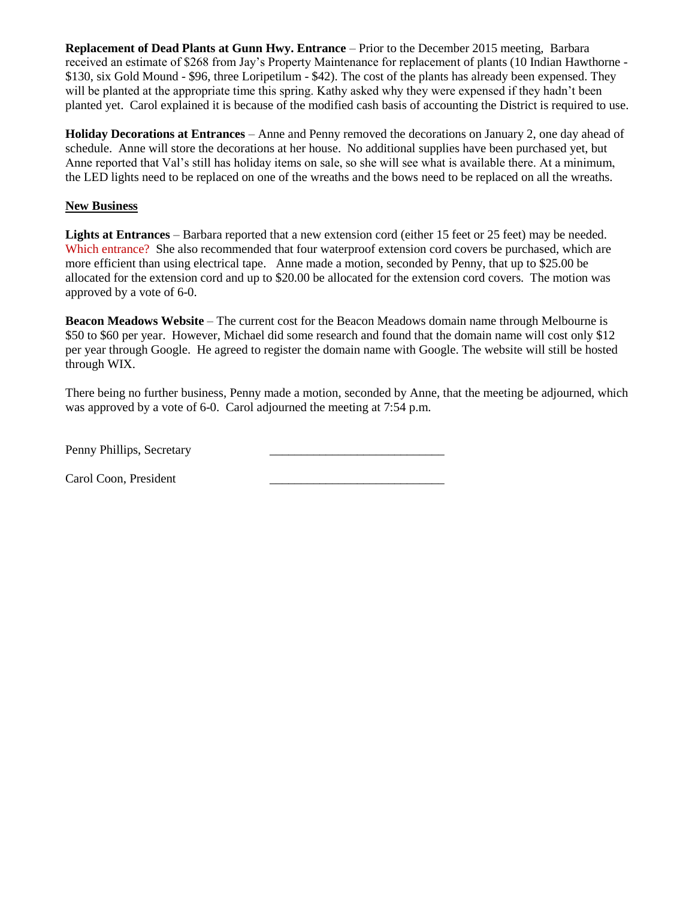**Replacement of Dead Plants at Gunn Hwy. Entrance** – Prior to the December 2015 meeting, Barbara received an estimate of $268 from Jay's Property Maintenance for replacement of plants (10 Indian Hawthorne - $130, six Gold Mound - $96, three Loripetilum - $42). The cost of the plants has already been expensed. They will be planted at the appropriate time this spring. Kathy asked why they were expensed if they hadn't been planted yet. Carol explained it is because of the modified cash basis of accounting the District is required to use.

**Holiday Decorations at Entrances** – Anne and Penny removed the decorations on January 2, one day ahead of schedule. Anne will store the decorations at her house. No additional supplies have been purchased yet, but Anne reported that Val's still has holiday items on sale, so she will see what is available there. At a minimum, the LED lights need to be replaced on one of the wreaths and the bows need to be replaced on all the wreaths.

## New Business

**Lights at Entrances** – Barbara reported that a new extension cord (either 15 feet or 25 feet) may be needed. Which entrance? She also recommended that four waterproof extension cord covers be purchased, which are more efficient than using electrical tape. Anne made a motion, seconded by Penny, that up to $25.00 be allocated for the extension cord and up to $20.00 be allocated for the extension cord covers. The motion was approved by a vote of 6-0.

**Beacon Meadows Website** – The current cost for the Beacon Meadows domain name through Melbourne is $50 to $60 per year. However, Michael did some research and found that the domain name will cost only $12 per year through Google. He agreed to register the domain name with Google. The website will still be hosted through WIX.

There being no further business, Penny made a motion, seconded by Anne, that the meeting be adjourned, which was approved by a vote of 6-0. Carol adjourned the meeting at 7:54 p.m.

Penny Phillips, Secretary ____________________________

Carol Coon, President ____________________________